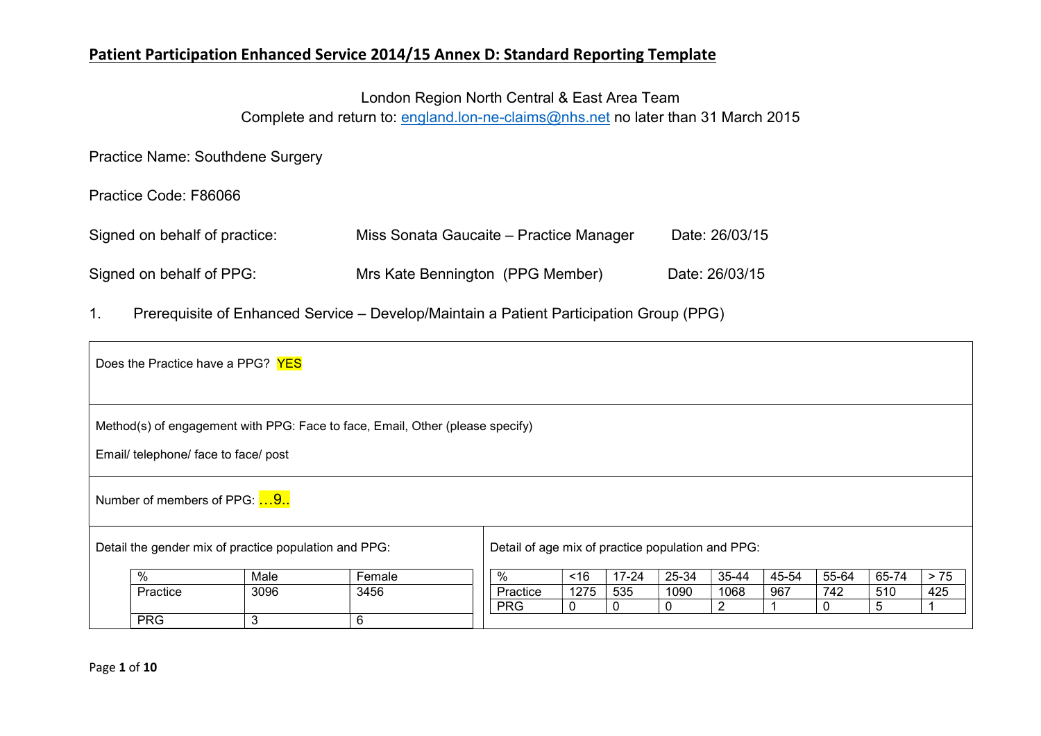# Patient Participation Enhanced Service 2014/15 Annex D: Standard Reporting Template

London Region North Central & East Area Team
Complete and return to: england.lon-ne-claims@nhs.net no later than 31 March 2015

Practice Name: Southdene Surgery

Practice Code: F86066

Signed on behalf of practice: Miss Sonata Gaucaite – Practice Manager Date: 26/03/15

Signed on behalf of PPG: Mrs Kate Bennington (PPG Member) Date: 26/03/15

1. Prerequisite of Enhanced Service – Develop/Maintain a Patient Participation Group (PPG)

Does the Practice have a PPG? YES

Method(s) of engagement with PPG: Face to face, Email, Other (please specify)

Email/ telephone/ face to face/ post

Number of members of PPG: …9..

Detail the gender mix of practice population and PPG:

| % | Male | Female |
|---|---|---|
| Practice | 3096 | 3456 |
| PRG | 3 | 6 |

Detail of age mix of practice population and PPG:

| % | <16 | 17-24 | 25-34 | 35-44 | 45-54 | 55-64 | 65-74 | > 75 |
|---|---|---|---|---|---|---|---|---|
| Practice | 1275 | 535 | 1090 | 1068 | 967 | 742 | 510 | 425 |
| PRG | 0 | 0 | 0 | 2 | 1 | 0 | 5 | 1 |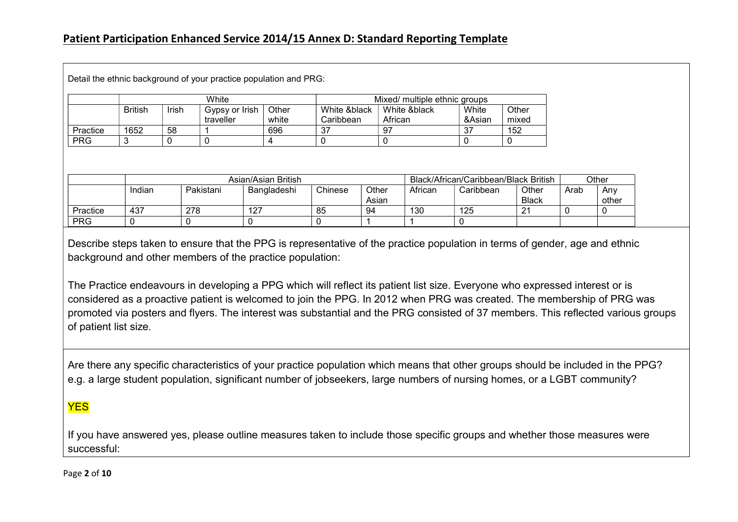## Patient Participation Enhanced Service 2014/15 Annex D: Standard Reporting Template

Detail the ethnic background of your practice population and PRG:

| | White | | | | Mixed/ multiple ethnic groups | | | |
|---|---|---|---|---|---|---|---|---|
| | British | Irish | Gypsy or Irish traveller | Other white | White &black Caribbean | White &black African | White &Asian | Other mixed |
| Practice | 1652 | 58 | 1 | 696 | 37 | 97 | 37 | 152 |
| PRG | 3 | 0 | 0 | 4 | 0 | 0 | 0 | 0 |

| | Asian/Asian British | | | | | Black/African/Caribbean/Black British | | | Other | |
|---|---|---|---|---|---|---|---|---|---|---|
| | Indian | Pakistani | Bangladeshi | Chinese | Other Asian | African | Caribbean | Other Black | Arab | Any other |
| Practice | 437 | 278 | 127 | 85 | 94 | 130 | 125 | 21 | 0 | 0 |
| PRG | 0 | 0 | 0 | 0 | 1 | 1 | 0 | | | |

Describe steps taken to ensure that the PPG is representative of the practice population in terms of gender, age and ethnic background and other members of the practice population:

The Practice endeavours in developing a PPG which will reflect its patient list size. Everyone who expressed interest or is considered as a proactive patient is welcomed to join the PPG. In 2012 when PRG was created. The membership of PRG was promoted via posters and flyers. The interest was substantial and the PRG consisted of 37 members. This reflected various groups of patient list size.

Are there any specific characteristics of your practice population which means that other groups should be included in the PPG? e.g. a large student population, significant number of jobseekers, large numbers of nursing homes, or a LGBT community?

YES

If you have answered yes, please outline measures taken to include those specific groups and whether those measures were successful: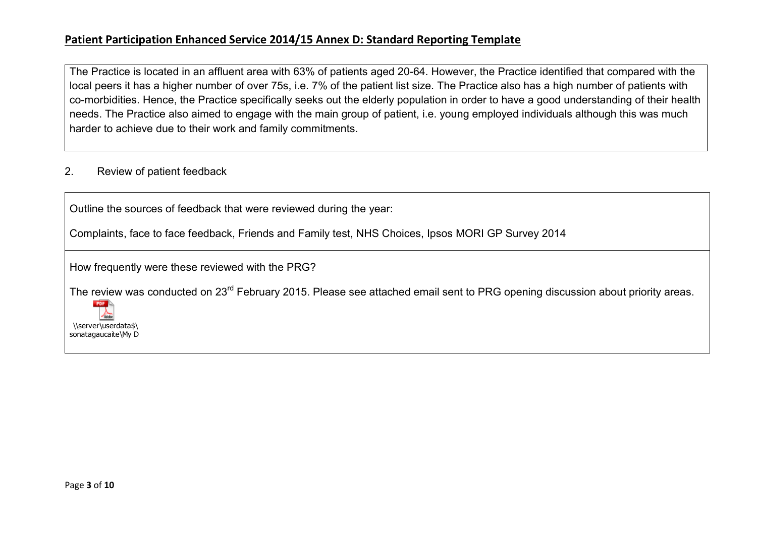## Patient Participation Enhanced Service 2014/15 Annex D: Standard Reporting Template

The Practice is located in an affluent area with 63% of patients aged 20-64. However, the Practice identified that compared with the local peers it has a higher number of over 75s, i.e. 7% of the patient list size. The Practice also has a high number of patients with co-morbidities. Hence, the Practice specifically seeks out the elderly population in order to have a good understanding of their health needs. The Practice also aimed to engage with the main group of patient, i.e. young employed individuals although this was much harder to achieve due to their work and family commitments.

2. Review of patient feedback

Outline the sources of feedback that were reviewed during the year:

Complaints, face to face feedback, Friends and Family test, NHS Choices, Ipsos MORI GP Survey 2014

How frequently were these reviewed with the PRG?

The review was conducted on 23rd February 2015. Please see attached email sent to PRG opening discussion about priority areas.

\\server\userdata$\sonatagaucaite\My D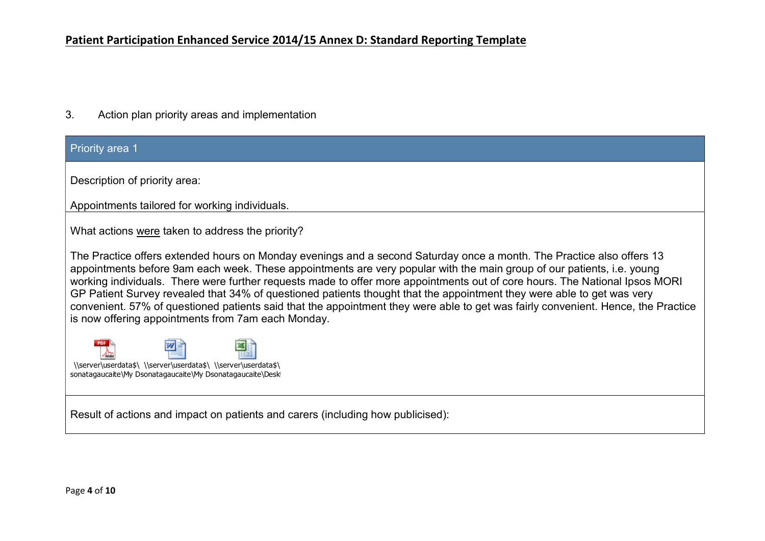## Patient Participation Enhanced Service 2014/15 Annex D: Standard Reporting Template

3. Action plan priority areas and implementation

| Priority area 1 |
| --- |
| Description of priority area:<br><br>Appointments tailored for working individuals. |
| What actions were taken to address the priority?<br><br>The Practice offers extended hours on Monday evenings and a second Saturday once a month. The Practice also offers 13 appointments before 9am each week. These appointments are very popular with the main group of our patients, i.e. young working individuals. There were further requests made to offer more appointments out of core hours. The National Ipsos MORI GP Patient Survey revealed that 34% of questioned patients thought that the appointment they were able to get was very convenient. 57% of questioned patients said that the appointment they were able to get was fairly convenient. Hence, the Practice is now offering appointments from 7am each Monday.<br><br>\\server\userdata$\sonatagaucaite\My D \\server\userdata$\sonatagaucaite\My D \\server\userdata$\sonatagaucaite\Desk |
| Result of actions and impact on patients and carers (including how publicised): |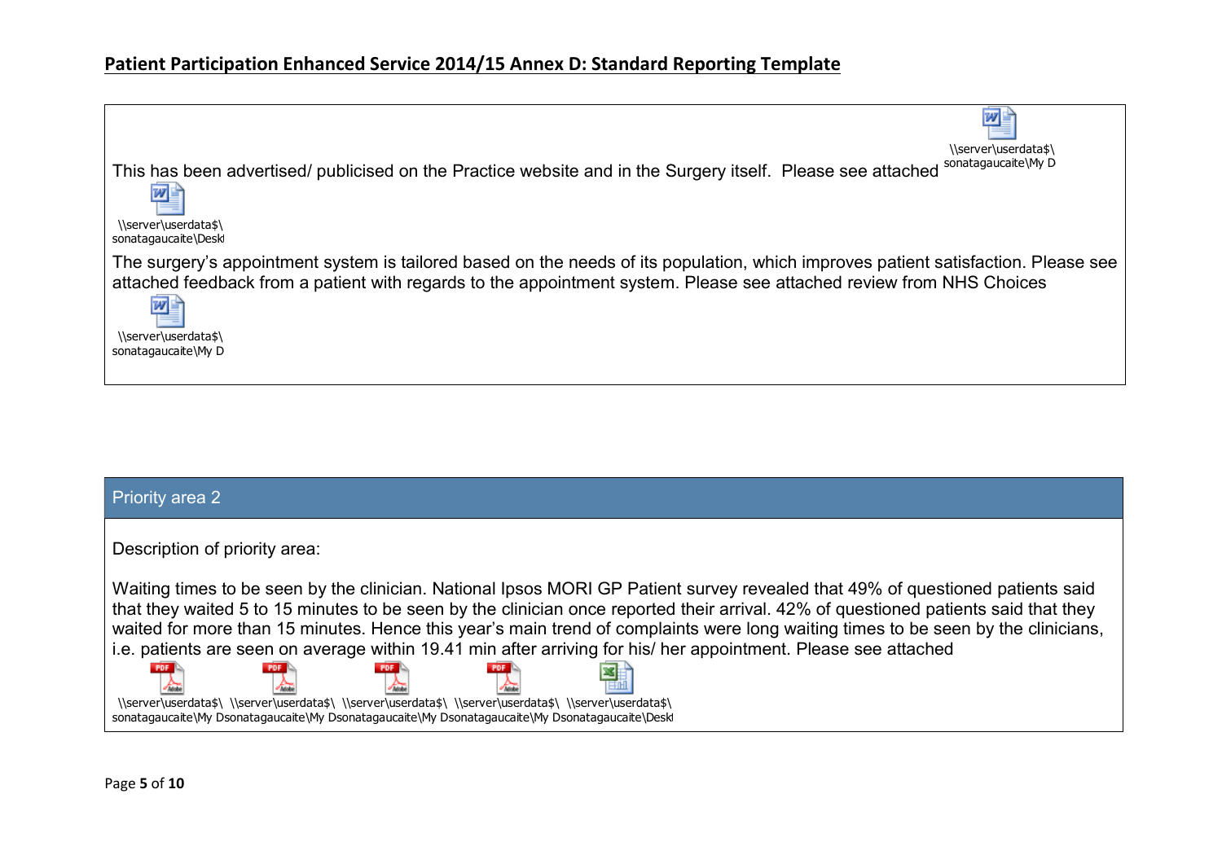This has been advertised/ publicised on the Practice website and in the Surgery itself. Please see attached \\server\userdata$\sonatagaucaite\My D

\\server\userdata$\sonatagaucaite\Deskt

The surgery's appointment system is tailored based on the needs of its population, which improves patient satisfaction. Please see attached feedback from a patient with regards to the appointment system. Please see attached review from NHS Choices

\\server\userdata$\sonatagaucaite\My D

## Priority area 2

Description of priority area:

Waiting times to be seen by the clinician. National Ipsos MORI GP Patient survey revealed that 49% of questioned patients said that they waited 5 to 15 minutes to be seen by the clinician once reported their arrival. 42% of questioned patients said that they waited for more than 15 minutes. Hence this year's main trend of complaints were long waiting times to be seen by the clinicians, i.e. patients are seen on average within 19.41 min after arriving for his/ her appointment. Please see attached

\\server\userdata$\sonatagaucaite\My D \\server\userdata$\sonatagaucaite\My D \\server\userdata$\sonatagaucaite\My D \\server\userdata$\sonatagaucaite\My D \\server\userdata$\sonatagaucaite\Deskt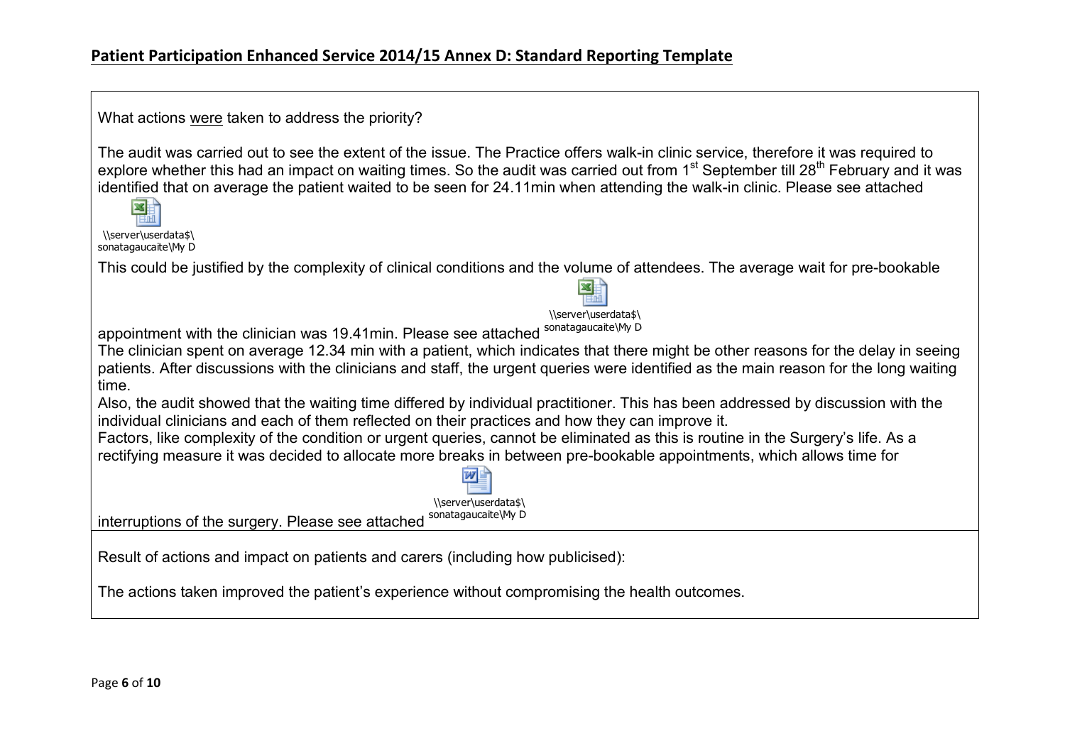## Patient Participation Enhanced Service 2014/15 Annex D: Standard Reporting Template

What actions were taken to address the priority?

The audit was carried out to see the extent of the issue. The Practice offers walk-in clinic service, therefore it was required to explore whether this had an impact on waiting times. So the audit was carried out from 1st September till 28th February and it was identified that on average the patient waited to be seen for 24.11min when attending the walk-in clinic. Please see attached

\\server\userdata$\sonatagaucaite\My D

This could be justified by the complexity of clinical conditions and the volume of attendees. The average wait for pre-bookable appointment with the clinician was 19.41min. Please see attached \\server\userdata$\sonatagaucaite\My D

The clinician spent on average 12.34 min with a patient, which indicates that there might be other reasons for the delay in seeing patients. After discussions with the clinicians and staff, the urgent queries were identified as the main reason for the long waiting time.

Also, the audit showed that the waiting time differed by individual practitioner. This has been addressed by discussion with the individual clinicians and each of them reflected on their practices and how they can improve it.

Factors, like complexity of the condition or urgent queries, cannot be eliminated as this is routine in the Surgery's life. As a rectifying measure it was decided to allocate more breaks in between pre-bookable appointments, which allows time for interruptions of the surgery. Please see attached \\server\userdata$\sonatagaucaite\My D

Result of actions and impact on patients and carers (including how publicised):

The actions taken improved the patient's experience without compromising the health outcomes.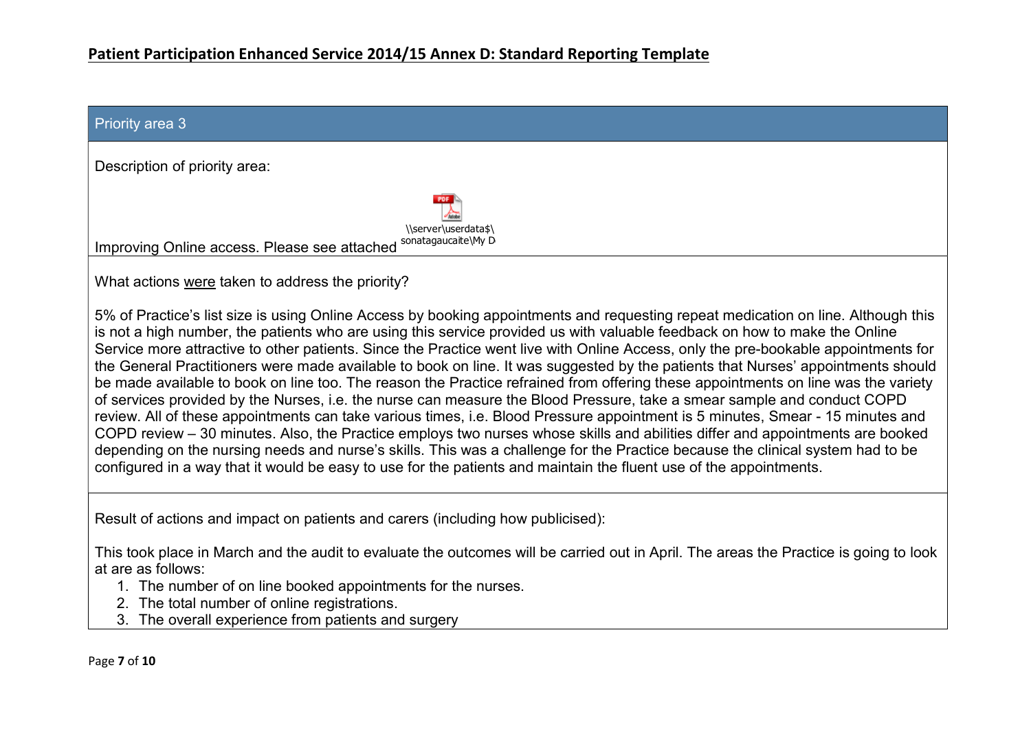## Patient Participation Enhanced Service 2014/15 Annex D: Standard Reporting Template

### Priority area 3

Description of priority area:

Improving Online access. Please see attached \\server\userdata$\sonatagaucaite\My D

What actions were taken to address the priority?

5% of Practice's list size is using Online Access by booking appointments and requesting repeat medication on line. Although this is not a high number, the patients who are using this service provided us with valuable feedback on how to make the Online Service more attractive to other patients. Since the Practice went live with Online Access, only the pre-bookable appointments for the General Practitioners were made available to book on line. It was suggested by the patients that Nurses' appointments should be made available to book on line too. The reason the Practice refrained from offering these appointments on line was the variety of services provided by the Nurses, i.e. the nurse can measure the Blood Pressure, take a smear sample and conduct COPD review. All of these appointments can take various times, i.e. Blood Pressure appointment is 5 minutes, Smear - 15 minutes and COPD review – 30 minutes. Also, the Practice employs two nurses whose skills and abilities differ and appointments are booked depending on the nursing needs and nurse's skills. This was a challenge for the Practice because the clinical system had to be configured in a way that it would be easy to use for the patients and maintain the fluent use of the appointments.

Result of actions and impact on patients and carers (including how publicised):

This took place in March and the audit to evaluate the outcomes will be carried out in April. The areas the Practice is going to look at are as follows:

1. The number of on line booked appointments for the nurses.
2. The total number of online registrations.
3. The overall experience from patients and surgery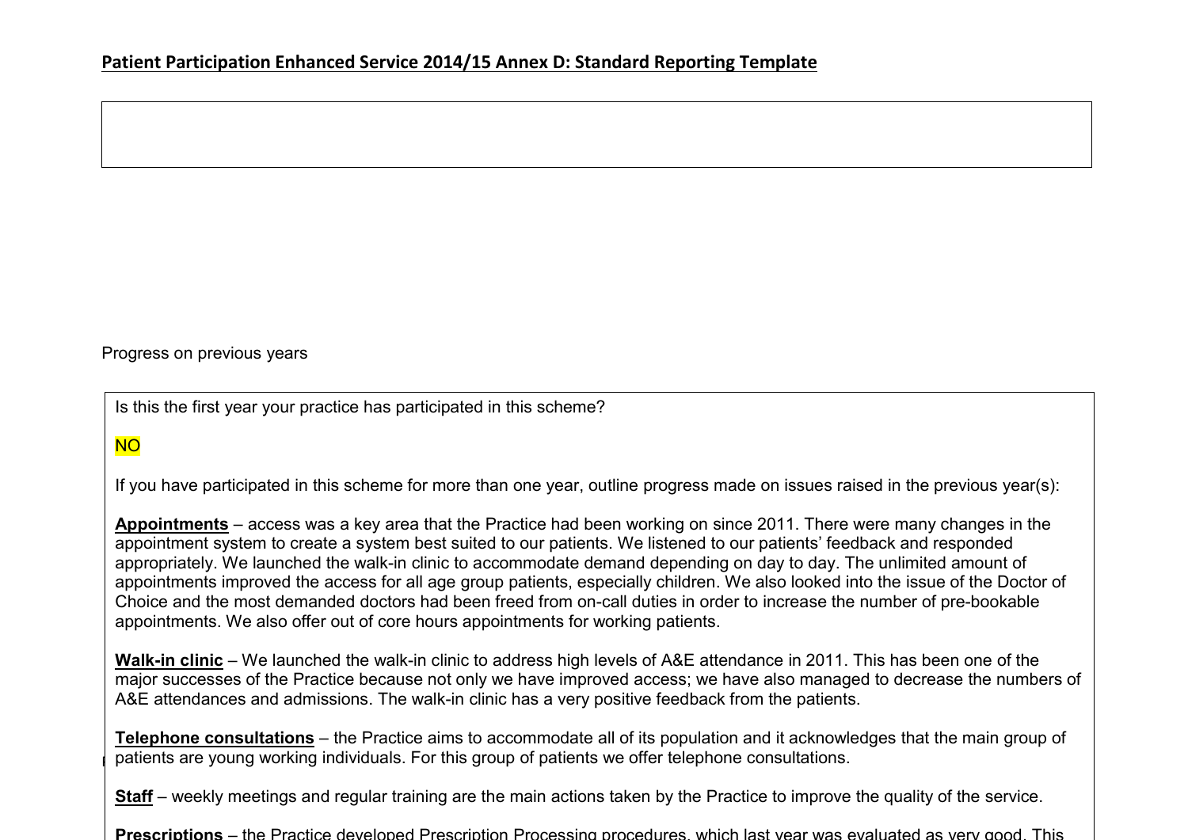**Patient Participation Enhanced Service 2014/15 Annex D: Standard Reporting Template**

Progress on previous years

Is this the first year your practice has participated in this scheme?

NO

If you have participated in this scheme for more than one year, outline progress made on issues raised in the previous year(s):

**Appointments** – access was a key area that the Practice had been working on since 2011. There were many changes in the appointment system to create a system best suited to our patients. We listened to our patients' feedback and responded appropriately. We launched the walk-in clinic to accommodate demand depending on day to day. The unlimited amount of appointments improved the access for all age group patients, especially children. We also looked into the issue of the Doctor of Choice and the most demanded doctors had been freed from on-call duties in order to increase the number of pre-bookable appointments. We also offer out of core hours appointments for working patients.

**Walk-in clinic** – We launched the walk-in clinic to address high levels of A&E attendance in 2011. This has been one of the major successes of the Practice because not only we have improved access; we have also managed to decrease the numbers of A&E attendances and admissions. The walk-in clinic has a very positive feedback from the patients.

**Telephone consultations** – the Practice aims to accommodate all of its population and it acknowledges that the main group of patients are young working individuals. For this group of patients we offer telephone consultations.

**Staff** – weekly meetings and regular training are the main actions taken by the Practice to improve the quality of the service.

**Prescriptions** – the Practice developed Prescription Processing procedures, which last year was evaluated as very good. This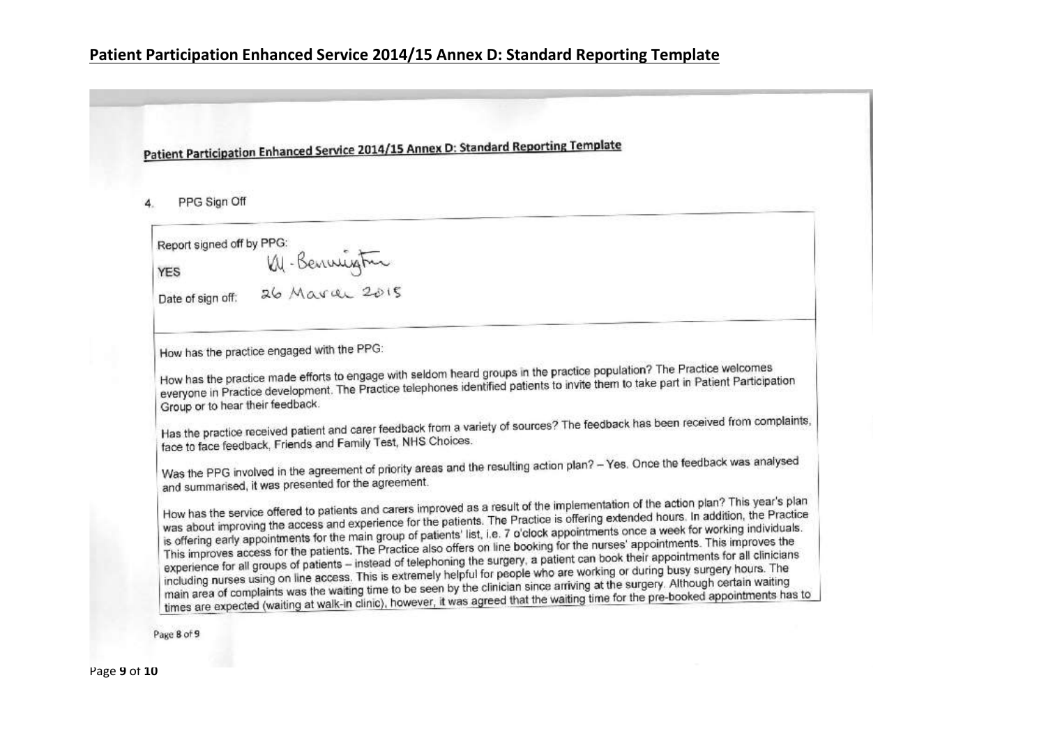## Patient Participation Enhanced Service 2014/15 Annex D: Standard Reporting Template

Patient Participation Enhanced Service 2014/15 Annex D: Standard Reporting Template

4. PPG Sign Off

Report signed off by PPG:

YES W. Bennington

Date of sign off: 26 March 2015

How has the practice engaged with the PPG:

How has the practice made efforts to engage with seldom heard groups in the practice population? The Practice welcomes everyone in Practice development. The Practice telephones identified patients to invite them to take part in Patient Participation Group or to hear their feedback.

Has the practice received patient and carer feedback from a variety of sources? The feedback has been received from complaints, face to face feedback, Friends and Family Test, NHS Choices.

Was the PPG involved in the agreement of priority areas and the resulting action plan? – Yes. Once the feedback was analysed and summarised, it was presented for the agreement.

How has the service offered to patients and carers improved as a result of the implementation of the action plan? This year's plan was about improving the access and experience for the patients. The Practice is offering extended hours. In addition, the Practice is offering early appointments for the main group of patients' list, i.e. 7 o'clock appointments once a week for working individuals. This improves access for the patients. The Practice also offers on line booking for the nurses' appointments. This improves the experience for all groups of patients – instead of telephoning the surgery, a patient can book their appointments for all clinicians including nurses using on line access. This is extremely helpful for people who are working or during busy surgery hours. The main area of complaints was the waiting time to be seen by the clinician since arriving at the surgery. Although certain waiting times are expected (waiting at walk-in clinic), however, it was agreed that the waiting time for the pre-booked appointments has to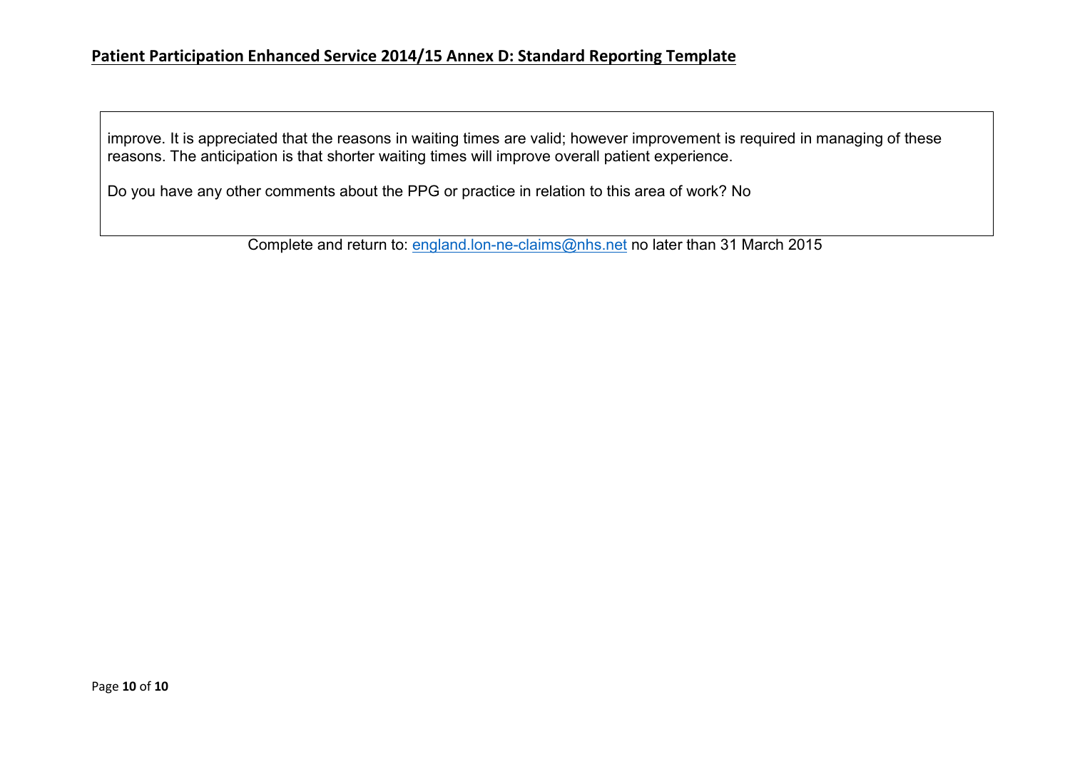improve. It is appreciated that the reasons in waiting times are valid; however improvement is required in managing of these reasons. The anticipation is that shorter waiting times will improve overall patient experience.

Do you have any other comments about the PPG or practice in relation to this area of work? No

Complete and return to: england.lon-ne-claims@nhs.net no later than 31 March 2015